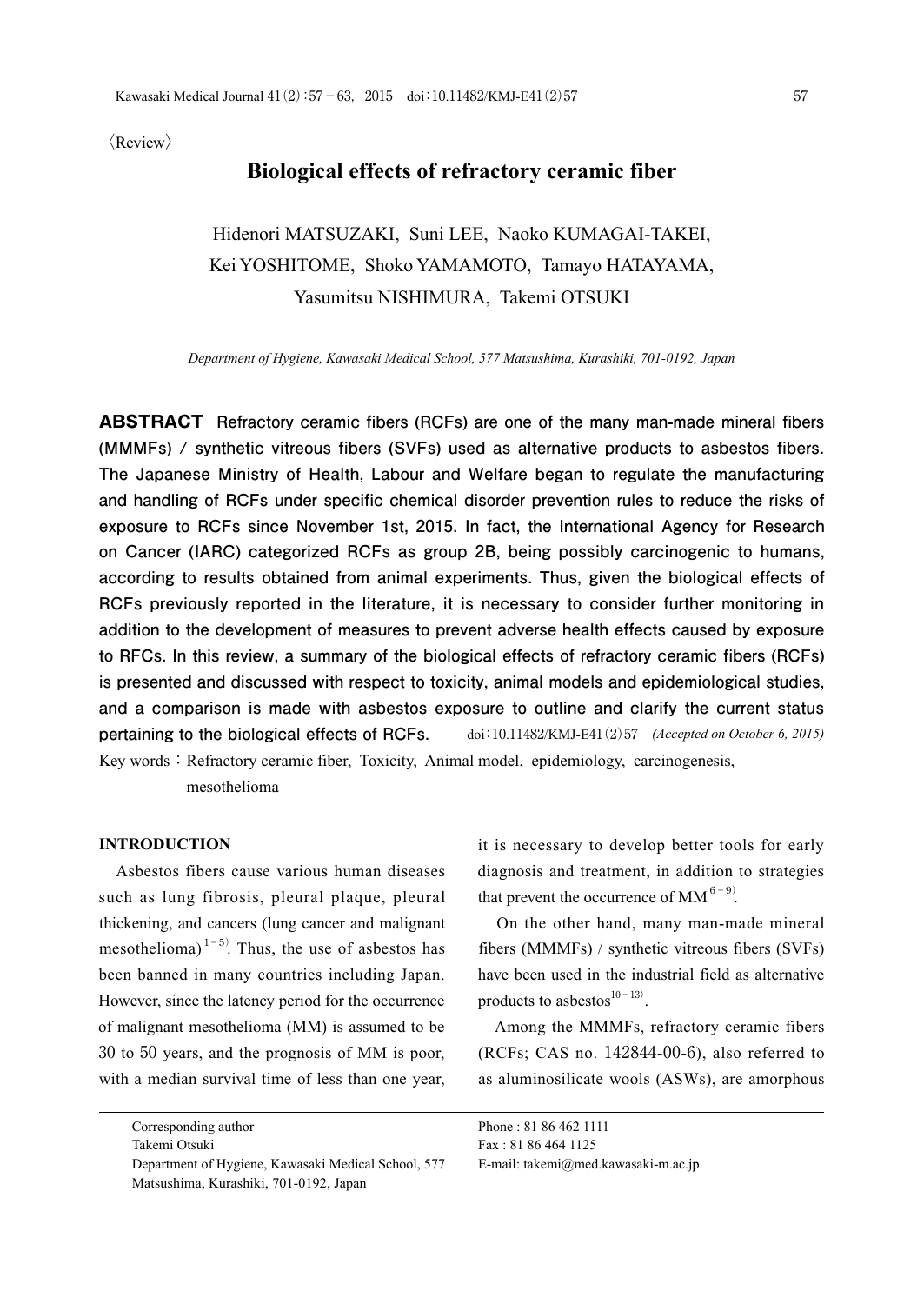〈Review〉

# Biological effects of refractory ceramic fiber

Hidenori MATSUZAKI, Suni LEE, Naoko KUMAGAI-TAKEI, Kei YOSHITOME, Shoko YAMAMOTO, Tamayo HATAYAMA, Yasumitsu NISHIMURA, Takemi OTSUKI

*Department of Hygiene, Kawasaki Medical School, 577 Matsushima, Kurashiki, 701-0192, Japan*

**ABSTRACT** **Refractory ceramic fibers (RCFs) are one of the many man-made mineral fibers (MMMFs) / synthetic vitreous fibers (SVFs) used as alternative products to asbestos fibers. The Japanese Ministry of Health, Labour and Welfare began to regulate the manufacturing and handling of RCFs under specific chemical disorder prevention rules to reduce the risks of exposure to RCFs since November 1st, 2015. In fact, the International Agency for Research on Cancer (IARC) categorized RCFs as group 2B, being possibly carcinogenic to humans, according to results obtained from animal experiments. Thus, given the biological effects of RCFs previously reported in the literature, it is necessary to consider further monitoring in addition to the development of measures to prevent adverse health effects caused by exposure to RFCs. In this review, a summary of the biological effects of refractory ceramic fibers (RCFs) is presented and discussed with respect to toxicity, animal models and epidemiological studies, and a comparison is made with asbestos exposure to outline and clarify the current status pertaining to the biological effects of RCFs.** doi：10.11482/KMJ-E41(2)57 *(Accepted on October 6, 2015)*

Key words：Refractory ceramic fiber, Toxicity, Animal model, epidemiology, carcinogenesis, mesothelioma

## INTRODUCTION

Asbestos fibers cause various human diseases such as lung fibrosis, pleural plaque, pleural thickening, and cancers (lung cancer and malignant mesothelioma)[1-5]. Thus, the use of asbestos has been banned in many countries including Japan. However, since the latency period for the occurrence of malignant mesothelioma (MM) is assumed to be 30 to 50 years, and the prognosis of MM is poor, with a median survival time of less than one year, it is necessary to develop better tools for early diagnosis and treatment, in addition to strategies that prevent the occurrence of MM[6-9].

On the other hand, many man-made mineral fibers (MMMFs) / synthetic vitreous fibers (SVFs) have been used in the industrial field as alternative products to asbestos[10-13].

Among the MMMFs, refractory ceramic fibers (RCFs; CAS no. 142844-00-6), also referred to as aluminosilicate wools (ASWs), are amorphous

Corresponding author
Takemi Otsuki
Department of Hygiene, Kawasaki Medical School, 577 Matsushima, Kurashiki, 701-0192, Japan

Phone : 81 86 462 1111
Fax : 81 86 464 1125
E-mail: takemi@med.kawasaki-m.ac.jp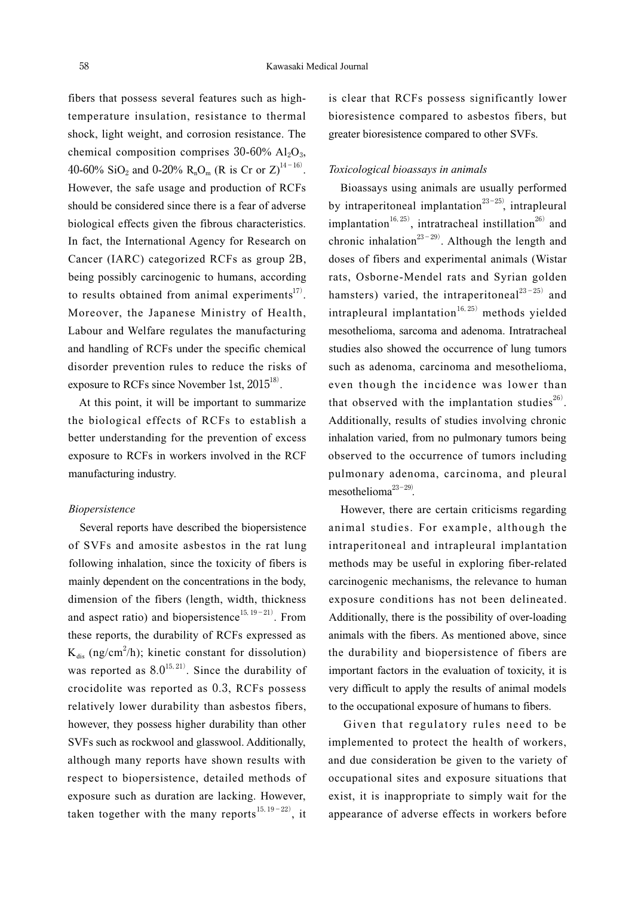fibers that possess several features such as high-temperature insulation, resistance to thermal shock, light weight, and corrosion resistance. The chemical composition comprises 30-60% $Al_2O_3$, 40-60% $SiO_2$ and 0-20% $R_nO_m$ (R is Cr or Z)[14-16]. However, the safe usage and production of RCFs should be considered since there is a fear of adverse biological effects given the fibrous characteristics. In fact, the International Agency for Research on Cancer (IARC) categorized RCFs as group 2B, being possibly carcinogenic to humans, according to results obtained from animal experiments[17]. Moreover, the Japanese Ministry of Health, Labour and Welfare regulates the manufacturing and handling of RCFs under the specific chemical disorder prevention rules to reduce the risks of exposure to RCFs since November 1st, 2015[18].

At this point, it will be important to summarize the biological effects of RCFs to establish a better understanding for the prevention of excess exposure to RCFs in workers involved in the RCF manufacturing industry.

*Biopersistence*

Several reports have described the biopersistence of SVFs and amosite asbestos in the rat lung following inhalation, since the toxicity of fibers is mainly dependent on the concentrations in the body, dimension of the fibers (length, width, thickness and aspect ratio) and biopersistence[15, 19-21]. From these reports, the durability of RCFs expressed as $K_{dis}$ (ng/cm$^2$/h); kinetic constant for dissolution) was reported as 8.0[15, 21]. Since the durability of crocidolite was reported as 0.3, RCFs possess relatively lower durability than asbestos fibers, however, they possess higher durability than other SVFs such as rockwool and glasswool. Additionally, although many reports have shown results with respect to biopersistence, detailed methods of exposure such as duration are lacking. However, taken together with the many reports[15, 19-22], it is clear that RCFs possess significantly lower bioresistence compared to asbestos fibers, but greater bioresistence compared to other SVFs.

*Toxicological bioassays in animals*

Bioassays using animals are usually performed by intraperitoneal implantation[23-25], intrapleural implantation[16, 25], intratracheal instillation[26] and chronic inhalation[23-29]. Although the length and doses of fibers and experimental animals (Wistar rats, Osborne-Mendel rats and Syrian golden hamsters) varied, the intraperitoneal[23-25] and intrapleural implantation[16, 25] methods yielded mesothelioma, sarcoma and adenoma. Intratracheal studies also showed the occurrence of lung tumors such as adenoma, carcinoma and mesothelioma, even though the incidence was lower than that observed with the implantation studies[26]. Additionally, results of studies involving chronic inhalation varied, from no pulmonary tumors being observed to the occurrence of tumors including pulmonary adenoma, carcinoma, and pleural mesothelioma[23-29].

However, there are certain criticisms regarding animal studies. For example, although the intraperitoneal and intrapleural implantation methods may be useful in exploring fiber-related carcinogenic mechanisms, the relevance to human exposure conditions has not been delineated. Additionally, there is the possibility of over-loading animals with the fibers. As mentioned above, since the durability and biopersistence of fibers are important factors in the evaluation of toxicity, it is very difficult to apply the results of animal models to the occupational exposure of humans to fibers.

Given that regulatory rules need to be implemented to protect the health of workers, and due consideration be given to the variety of occupational sites and exposure situations that exist, it is inappropriate to simply wait for the appearance of adverse effects in workers before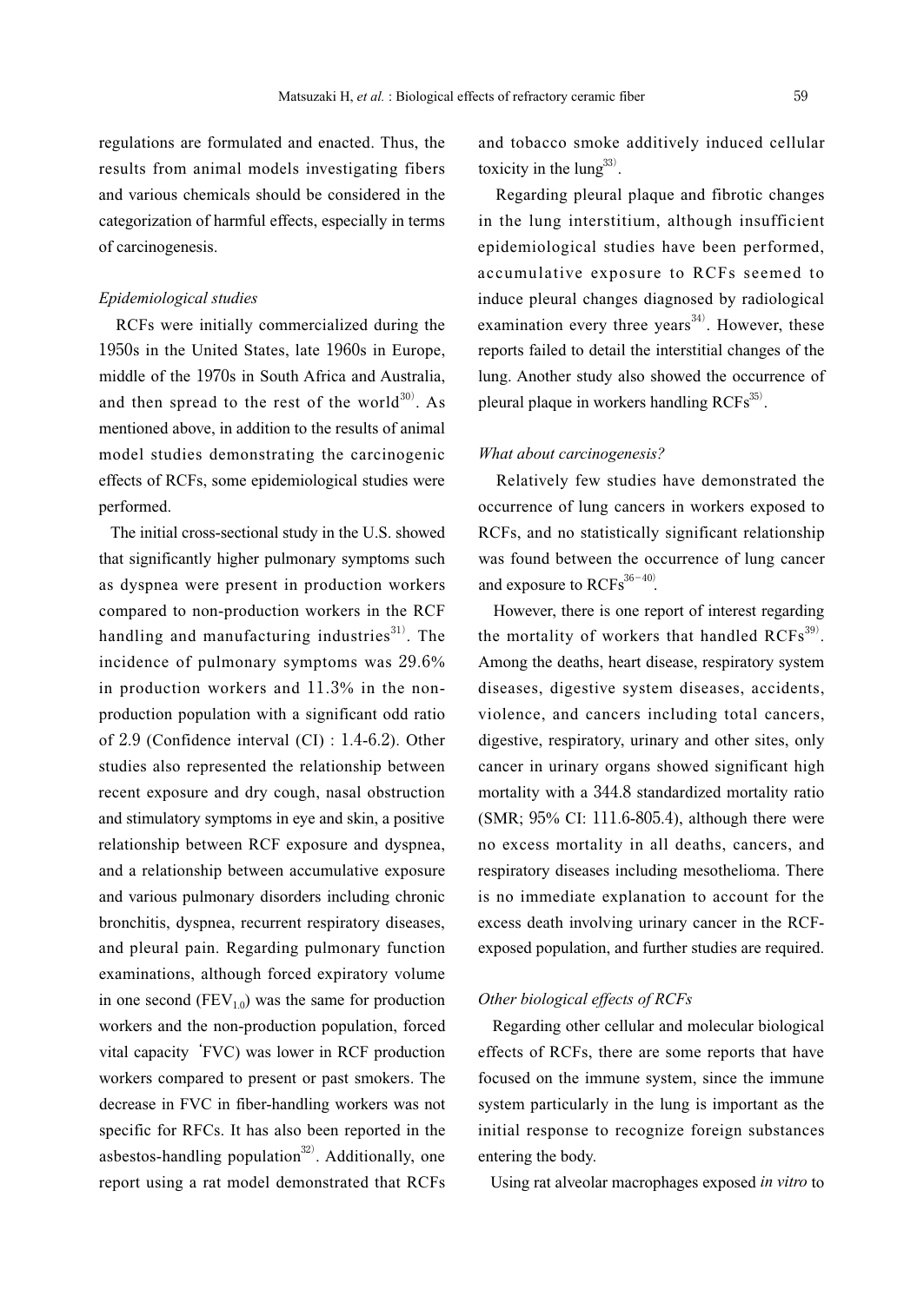regulations are formulated and enacted. Thus, the results from animal models investigating fibers and various chemicals should be considered in the categorization of harmful effects, especially in terms of carcinogenesis.

*Epidemiological studies*

RCFs were initially commercialized during the 1950s in the United States, late 1960s in Europe, middle of the 1970s in South Africa and Australia, and then spread to the rest of the world[30]. As mentioned above, in addition to the results of animal model studies demonstrating the carcinogenic effects of RCFs, some epidemiological studies were performed.

The initial cross-sectional study in the U.S. showed that significantly higher pulmonary symptoms such as dyspnea were present in production workers compared to non-production workers in the RCF handling and manufacturing industries[31]. The incidence of pulmonary symptoms was 29.6% in production workers and 11.3% in the non-production population with a significant odd ratio of 2.9 (Confidence interval (CI) : 1.4-6.2). Other studies also represented the relationship between recent exposure and dry cough, nasal obstruction and stimulatory symptoms in eye and skin, a positive relationship between RCF exposure and dyspnea, and a relationship between accumulative exposure and various pulmonary disorders including chronic bronchitis, dyspnea, recurrent respiratory diseases, and pleural pain. Regarding pulmonary function examinations, although forced expiratory volume in one second ($FEV_{1.0}$) was the same for production workers and the non-production population, forced vital capacity (FVC) was lower in RCF production workers compared to present or past smokers. The decrease in FVC in fiber-handling workers was not specific for RFCs. It has also been reported in the asbestos-handling population[32]. Additionally, one report using a rat model demonstrated that RCFs and tobacco smoke additively induced cellular toxicity in the lung[33].

Regarding pleural plaque and fibrotic changes in the lung interstitium, although insufficient epidemiological studies have been performed, accumulative exposure to RCFs seemed to induce pleural changes diagnosed by radiological examination every three years[34]. However, these reports failed to detail the interstitial changes of the lung. Another study also showed the occurrence of pleural plaque in workers handling RCFs[35].

*What about carcinogenesis?*

Relatively few studies have demonstrated the occurrence of lung cancers in workers exposed to RCFs, and no statistically significant relationship was found between the occurrence of lung cancer and exposure to RCFs[36-40].

However, there is one report of interest regarding the mortality of workers that handled RCFs[39]. Among the deaths, heart disease, respiratory system diseases, digestive system diseases, accidents, violence, and cancers including total cancers, digestive, respiratory, urinary and other sites, only cancer in urinary organs showed significant high mortality with a 344.8 standardized mortality ratio (SMR; 95% CI: 111.6-805.4), although there were no excess mortality in all deaths, cancers, and respiratory diseases including mesothelioma. There is no immediate explanation to account for the excess death involving urinary cancer in the RCF-exposed population, and further studies are required.

*Other biological effects of RCFs*

Regarding other cellular and molecular biological effects of RCFs, there are some reports that have focused on the immune system, since the immune system particularly in the lung is important as the initial response to recognize foreign substances entering the body.

Using rat alveolar macrophages exposed *in vitro* to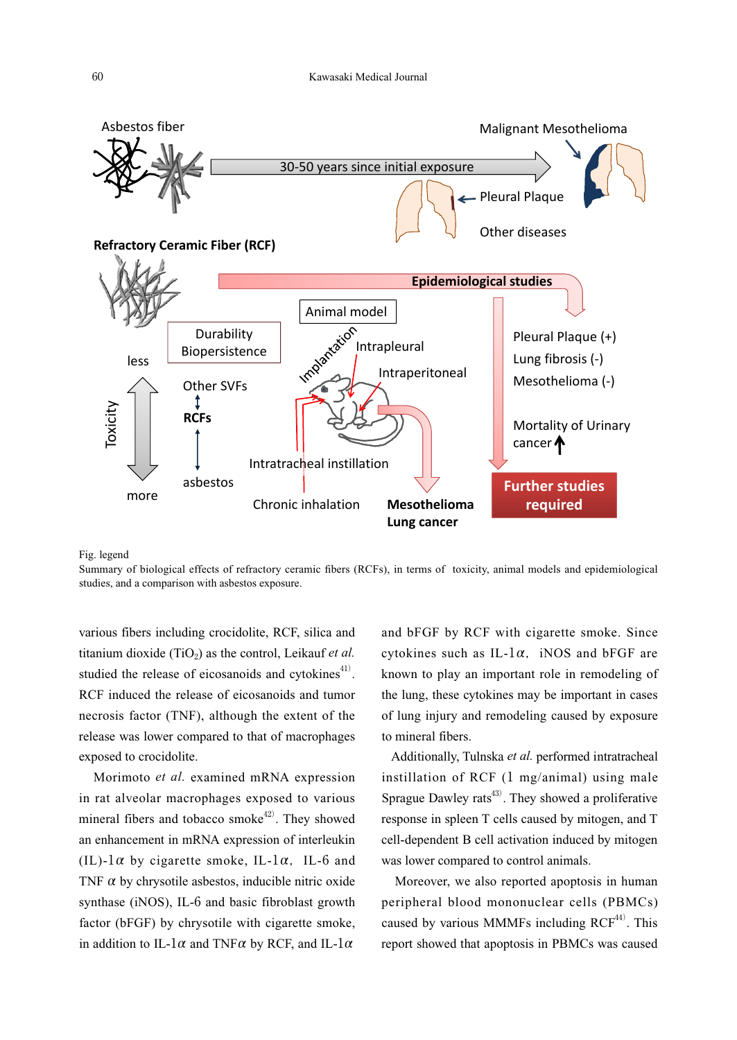Fig. legend

Summary of biological effects of refractory ceramic fibers (RCFs), in terms of toxicity, animal models and epidemiological studies, and a comparison with asbestos exposure.

various fibers including crocidolite, RCF, silica and titanium dioxide ($TiO_2$) as the control, Leikauf *et al.* studied the release of eicosanoids and cytokines[41]. RCF induced the release of eicosanoids and tumor necrosis factor (TNF), although the extent of the release was lower compared to that of macrophages exposed to crocidolite.

Morimoto *et al.* examined mRNA expression in rat alveolar macrophages exposed to various mineral fibers and tobacco smoke[42]. They showed an enhancement in mRNA expression of interleukin (IL)-1$\alpha$ by cigarette smoke, IL-1$\alpha$, IL-6 and TNF $\alpha$ by chrysotile asbestos, inducible nitric oxide synthase (iNOS), IL-6 and basic fibroblast growth factor (bFGF) by chrysotile with cigarette smoke, in addition to IL-1$\alpha$ and TNF$\alpha$ by RCF, and IL-1$\alpha$ and bFGF by RCF with cigarette smoke. Since cytokines such as IL-1$\alpha$, iNOS and bFGF are known to play an important role in remodeling of the lung, these cytokines may be important in cases of lung injury and remodeling caused by exposure to mineral fibers.

Additionally, Tulnska *et al.* performed intratracheal instillation of RCF (1 mg/animal) using male Sprague Dawley rats[43]. They showed a proliferative response in spleen T cells caused by mitogen, and T cell-dependent B cell activation induced by mitogen was lower compared to control animals.

Moreover, we also reported apoptosis in human peripheral blood mononuclear cells (PBMCs) caused by various MMMFs including RCF[44]. This report showed that apoptosis in PBMCs was caused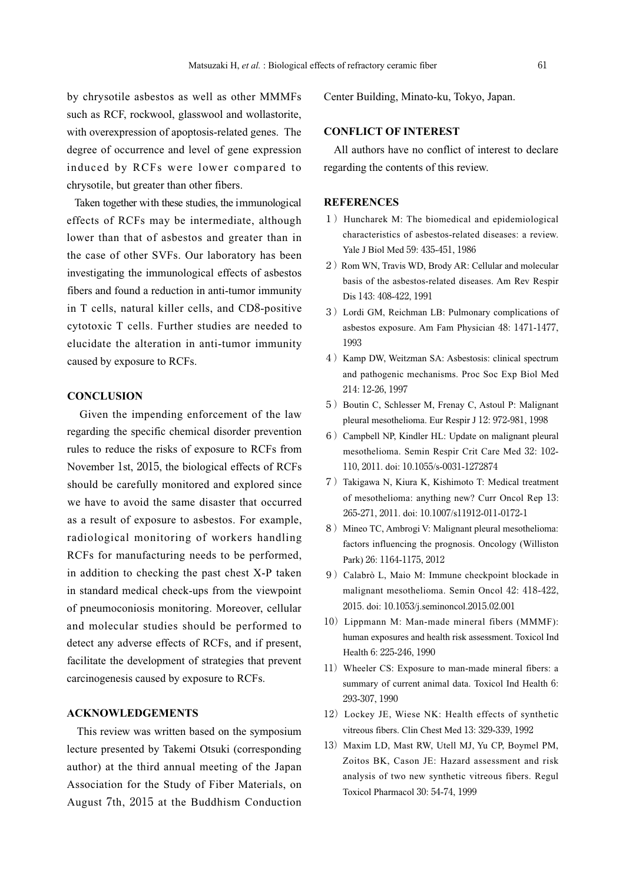by chrysotile asbestos as well as other MMMFs such as RCF, rockwool, glasswool and wollastorite, with overexpression of apoptosis-related genes. The degree of occurrence and level of gene expression induced by RCFs were lower compared to chrysotile, but greater than other fibers.

Taken together with these studies, the immunological effects of RCFs may be intermediate, although lower than that of asbestos and greater than in the case of other SVFs. Our laboratory has been investigating the immunological effects of asbestos fibers and found a reduction in anti-tumor immunity in T cells, natural killer cells, and CD8-positive cytotoxic T cells. Further studies are needed to elucidate the alteration in anti-tumor immunity caused by exposure to RCFs.

## CONCLUSION

Given the impending enforcement of the law regarding the specific chemical disorder prevention rules to reduce the risks of exposure to RCFs from November 1st, 2015, the biological effects of RCFs should be carefully monitored and explored since we have to avoid the same disaster that occurred as a result of exposure to asbestos. For example, radiological monitoring of workers handling RCFs for manufacturing needs to be performed, in addition to checking the past chest X-P taken in standard medical check-ups from the viewpoint of pneumoconiosis monitoring. Moreover, cellular and molecular studies should be performed to detect any adverse effects of RCFs, and if present, facilitate the development of strategies that prevent carcinogenesis caused by exposure to RCFs.

## ACKNOWLEDGEMENTS

This review was written based on the symposium lecture presented by Takemi Otsuki (corresponding author) at the third annual meeting of the Japan Association for the Study of Fiber Materials, on August 7th, 2015 at the Buddhism Conduction Center Building, Minato-ku, Tokyo, Japan.

## CONFLICT OF INTEREST

All authors have no conflict of interest to declare regarding the contents of this review.

## REFERENCES

1) Huncharek M: The biomedical and epidemiological characteristics of asbestos-related diseases: a review. Yale J Biol Med 59: 435-451, 1986
2) Rom WN, Travis WD, Brody AR: Cellular and molecular basis of the asbestos-related diseases. Am Rev Respir Dis 143: 408-422, 1991
3) Lordi GM, Reichman LB: Pulmonary complications of asbestos exposure. Am Fam Physician 48: 1471-1477, 1993
4) Kamp DW, Weitzman SA: Asbestosis: clinical spectrum and pathogenic mechanisms. Proc Soc Exp Biol Med 214: 12-26, 1997
5) Boutin C, Schlesser M, Frenay C, Astoul P: Malignant pleural mesothelioma. Eur Respir J 12: 972-981, 1998
6) Campbell NP, Kindler HL: Update on malignant pleural mesothelioma. Semin Respir Crit Care Med 32: 102-110, 2011. doi: 10.1055/s-0031-1272874
7) Takigawa N, Kiura K, Kishimoto T: Medical treatment of mesothelioma: anything new? Curr Oncol Rep 13: 265-271, 2011. doi: 10.1007/s11912-011-0172-1
8) Mineo TC, Ambrogi V: Malignant pleural mesothelioma: factors influencing the prognosis. Oncology (Williston Park) 26: 1164-1175, 2012
9) Calabrò L, Maio M: Immune checkpoint blockade in malignant mesothelioma. Semin Oncol 42: 418-422, 2015. doi: 10.1053/j.seminoncol.2015.02.001
10) Lippmann M: Man-made mineral fibers (MMMF): human exposures and health risk assessment. Toxicol Ind Health 6: 225-246, 1990
11) Wheeler CS: Exposure to man-made mineral fibers: a summary of current animal data. Toxicol Ind Health 6: 293-307, 1990
12) Lockey JE, Wiese NK: Health effects of synthetic vitreous fibers. Clin Chest Med 13: 329-339, 1992
13) Maxim LD, Mast RW, Utell MJ, Yu CP, Boymel PM, Zoitos BK, Cason JE: Hazard assessment and risk analysis of two new synthetic vitreous fibers. Regul Toxicol Pharmacol 30: 54-74, 1999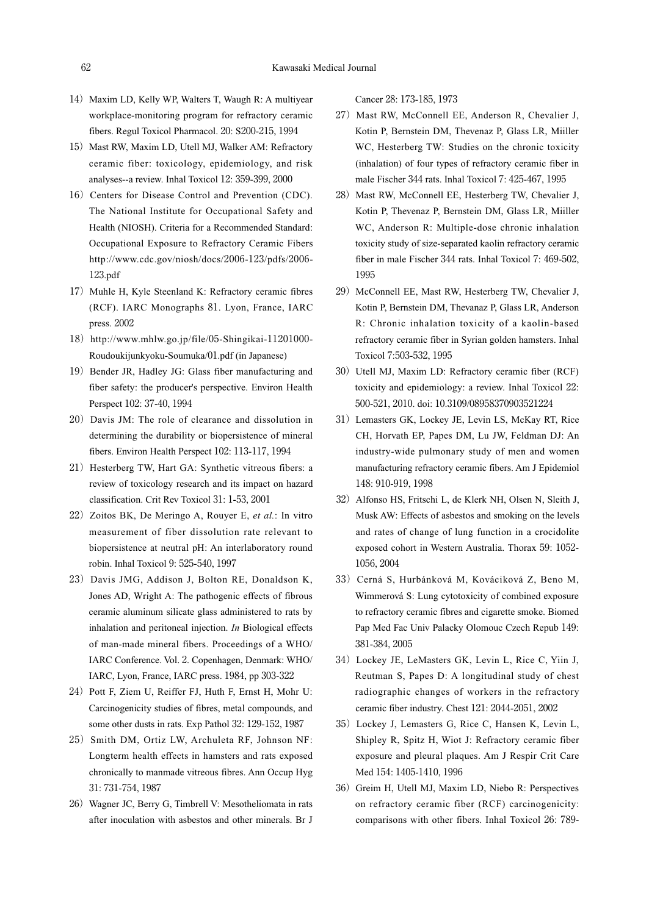14) Maxim LD, Kelly WP, Walters T, Waugh R: A multiyear workplace-monitoring program for refractory ceramic fibers. Regul Toxicol Pharmacol. 20: S200-215, 1994

15) Mast RW, Maxim LD, Utell MJ, Walker AM: Refractory ceramic fiber: toxicology, epidemiology, and risk analyses--a review. Inhal Toxicol 12: 359-399, 2000

16) Centers for Disease Control and Prevention (CDC). The National Institute for Occupational Safety and Health (NIOSH). Criteria for a Recommended Standard: Occupational Exposure to Refractory Ceramic Fibers http://www.cdc.gov/niosh/docs/2006-123/pdfs/2006-123.pdf

17) Muhle H, Kyle Steenland K: Refractory ceramic fibres (RCF). IARC Monographs 81. Lyon, France, IARC press. 2002

18) http://www.mhlw.go.jp/file/05-Shingikai-11201000-Roudoukijunkyoku-Soumuka/01.pdf (in Japanese)

19) Bender JR, Hadley JG: Glass fiber manufacturing and fiber safety: the producer's perspective. Environ Health Perspect 102: 37-40, 1994

20) Davis JM: The role of clearance and dissolution in determining the durability or biopersistence of mineral fibers. Environ Health Perspect 102: 113-117, 1994

21) Hesterberg TW, Hart GA: Synthetic vitreous fibers: a review of toxicology research and its impact on hazard classification. Crit Rev Toxicol 31: 1-53, 2001

22) Zoitos BK, De Meringo A, Rouyer E, *et al.*: In vitro measurement of fiber dissolution rate relevant to biopersistence at neutral pH: An interlaboratory round robin. Inhal Toxicol 9: 525-540, 1997

23) Davis JMG, Addison J, Bolton RE, Donaldson K, Jones AD, Wright A: The pathogenic effects of fibrous ceramic aluminum silicate glass administered to rats by inhalation and peritoneal injection. *In* Biological effects of man-made mineral fibers. Proceedings of a WHO/IARC Conference. Vol. 2. Copenhagen, Denmark: WHO/IARC, Lyon, France, IARC press. 1984, pp 303-322

24) Pott F, Ziem U, Reiffer FJ, Huth F, Ernst H, Mohr U: Carcinogenicity studies of fibres, metal compounds, and some other dusts in rats. Exp Pathol 32: 129-152, 1987

25) Smith DM, Ortiz LW, Archuleta RF, Johnson NF: Longterm health effects in hamsters and rats exposed chronically to manmade vitreous fibres. Ann Occup Hyg 31: 731-754, 1987

26) Wagner JC, Berry G, Timbrell V: Mesotheliomata in rats after inoculation with asbestos and other minerals. Br J Cancer 28: 173-185, 1973

27) Mast RW, McConnell EE, Anderson R, Chevalier J, Kotin P, Bernstein DM, Thevenaz P, Glass LR, Miiller WC, Hesterberg TW: Studies on the chronic toxicity (inhalation) of four types of refractory ceramic fiber in male Fischer 344 rats. Inhal Toxicol 7: 425-467, 1995

28) Mast RW, McConnell EE, Hesterberg TW, Chevalier J, Kotin P, Thevenaz P, Bernstein DM, Glass LR, Miiller WC, Anderson R: Multiple-dose chronic inhalation toxicity study of size-separated kaolin refractory ceramic fiber in male Fischer 344 rats. Inhal Toxicol 7: 469-502, 1995

29) McConnell EE, Mast RW, Hesterberg TW, Chevalier J, Kotin P, Bernstein DM, Thevanaz P, Glass LR, Anderson R: Chronic inhalation toxicity of a kaolin-based refractory ceramic fiber in Syrian golden hamsters. Inhal Toxicol 7:503-532, 1995

30) Utell MJ, Maxim LD: Refractory ceramic fiber (RCF) toxicity and epidemiology: a review. Inhal Toxicol 22: 500-521, 2010. doi: 10.3109/08958370903521224

31) Lemasters GK, Lockey JE, Levin LS, McKay RT, Rice CH, Horvath EP, Papes DM, Lu JW, Feldman DJ: An industry-wide pulmonary study of men and women manufacturing refractory ceramic fibers. Am J Epidemiol 148: 910-919, 1998

32) Alfonso HS, Fritschi L, de Klerk NH, Olsen N, Sleith J, Musk AW: Effects of asbestos and smoking on the levels and rates of change of lung function in a crocidolite exposed cohort in Western Australia. Thorax 59: 1052-1056, 2004

33) Cerná S, Hurbánková M, Kováciková Z, Beno M, Wimmerová S: Lung cytotoxicity of combined exposure to refractory ceramic fibres and cigarette smoke. Biomed Pap Med Fac Univ Palacky Olomouc Czech Repub 149: 381-384, 2005

34) Lockey JE, LeMasters GK, Levin L, Rice C, Yiin J, Reutman S, Papes D: A longitudinal study of chest radiographic changes of workers in the refractory ceramic fiber industry. Chest 121: 2044-2051, 2002

35) Lockey J, Lemasters G, Rice C, Hansen K, Levin L, Shipley R, Spitz H, Wiot J: Refractory ceramic fiber exposure and pleural plaques. Am J Respir Crit Care Med 154: 1405-1410, 1996

36) Greim H, Utell MJ, Maxim LD, Niebo R: Perspectives on refractory ceramic fiber (RCF) carcinogenicity: comparisons with other fibers. Inhal Toxicol 26: 789-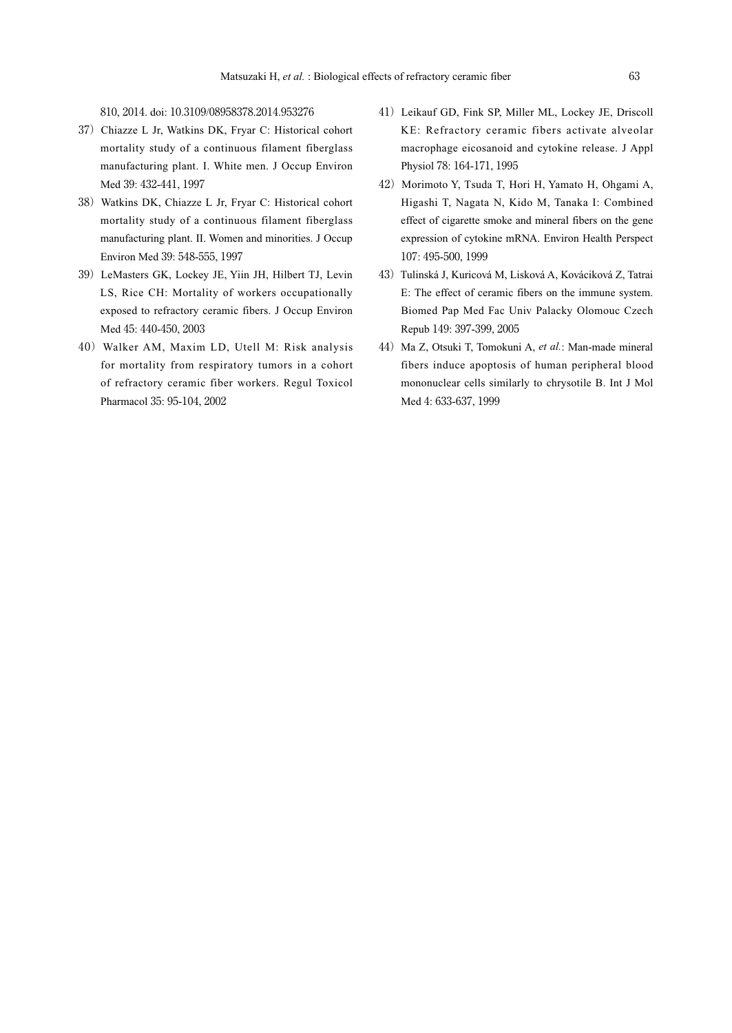810, 2014. doi: 10.3109/08958378.2014.953276

37) Chiazze L Jr, Watkins DK, Fryar C: Historical cohort mortality study of a continuous filament fiberglass manufacturing plant. I. White men. J Occup Environ Med 39: 432-441, 1997

38) Watkins DK, Chiazze L Jr, Fryar C: Historical cohort mortality study of a continuous filament fiberglass manufacturing plant. II. Women and minorities. J Occup Environ Med 39: 548-555, 1997

39) LeMasters GK, Lockey JE, Yiin JH, Hilbert TJ, Levin LS, Rice CH: Mortality of workers occupationally exposed to refractory ceramic fibers. J Occup Environ Med 45: 440-450, 2003

40) Walker AM, Maxim LD, Utell M: Risk analysis for mortality from respiratory tumors in a cohort of refractory ceramic fiber workers. Regul Toxicol Pharmacol 35: 95-104, 2002

41) Leikauf GD, Fink SP, Miller ML, Lockey JE, Driscoll KE: Refractory ceramic fibers activate alveolar macrophage eicosanoid and cytokine release. J Appl Physiol 78: 164-171, 1995

42) Morimoto Y, Tsuda T, Hori H, Yamato H, Ohgami A, Higashi T, Nagata N, Kido M, Tanaka I: Combined effect of cigarette smoke and mineral fibers on the gene expression of cytokine mRNA. Environ Health Perspect 107: 495-500, 1999

43) Tulinská J, Kuricová M, Lisková A, Kováciková Z, Tatrai E: The effect of ceramic fibers on the immune system. Biomed Pap Med Fac Univ Palacky Olomouc Czech Repub 149: 397-399, 2005

44) Ma Z, Otsuki T, Tomokuni A, *et al.*: Man-made mineral fibers induce apoptosis of human peripheral blood mononuclear cells similarly to chrysotile B. Int J Mol Med 4: 633-637, 1999